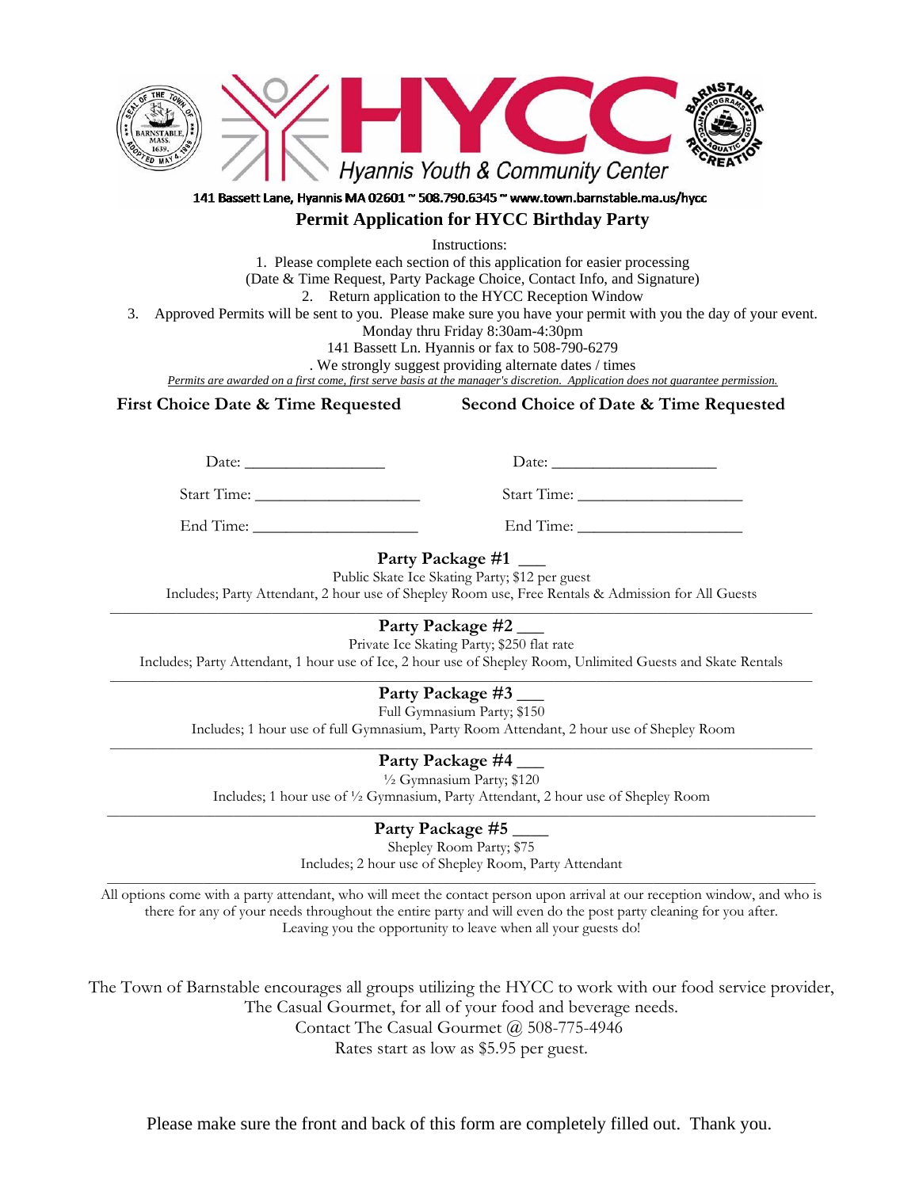# HYCC

Hyannis Youth & Community Center

141 Bassett Lane, Hyannis MA 02601 ~ 508.790.6345 ~ www.town.barnstable.ma.us/hycc

## Permit Application for HYCC Birthday Party

Instructions:

1. Please complete each section of this application for easier processing (Date & Time Request, Party Package Choice, Contact Info, and Signature)
2. Return application to the HYCC Reception Window
3. Approved Permits will be sent to you. Please make sure you have your permit with you the day of your event.

Monday thru Friday 8:30am-4:30pm

141 Bassett Ln. Hyannis or fax to 508-790-6279

. We strongly suggest providing alternate dates / times

*Permits are awarded on a first come, first serve basis at the manager's discretion. Application does not guarantee permission.*

| **First Choice Date & Time Requested** | **Second Choice of Date & Time Requested** |
| --- | --- |
| Date: _________________ | Date: ____________________ |
| Start Time: ____________________ | Start Time: ____________________ |
| End Time: ____________________ | End Time: ____________________ |

**Party Package #1 ___**

Public Skate Ice Skating Party; $12 per guest

Includes; Party Attendant, 2 hour use of Shepley Room use, Free Rentals & Admission for All Guests

---

**Party Package #2 ___**

Private Ice Skating Party; $250 flat rate

Includes; Party Attendant, 1 hour use of Ice, 2 hour use of Shepley Room, Unlimited Guests and Skate Rentals

---

**Party Package #3 ___**

Full Gymnasium Party; $150

Includes; 1 hour use of full Gymnasium, Party Room Attendant, 2 hour use of Shepley Room

---

**Party Package #4 ___**

½ Gymnasium Party; $120

Includes; 1 hour use of ½ Gymnasium, Party Attendant, 2 hour use of Shepley Room

---

**Party Package #5 ____**

Shepley Room Party; $75

Includes; 2 hour use of Shepley Room, Party Attendant

---

All options come with a party attendant, who will meet the contact person upon arrival at our reception window, and who is there for any of your needs throughout the entire party and will even do the post party cleaning for you after. Leaving you the opportunity to leave when all your guests do!

The Town of Barnstable encourages all groups utilizing the HYCC to work with our food service provider, The Casual Gourmet, for all of your food and beverage needs.

Contact The Casual Gourmet @ 508-775-4946

Rates start as low as $5.95 per guest.

Please make sure the front and back of this form are completely filled out. Thank you.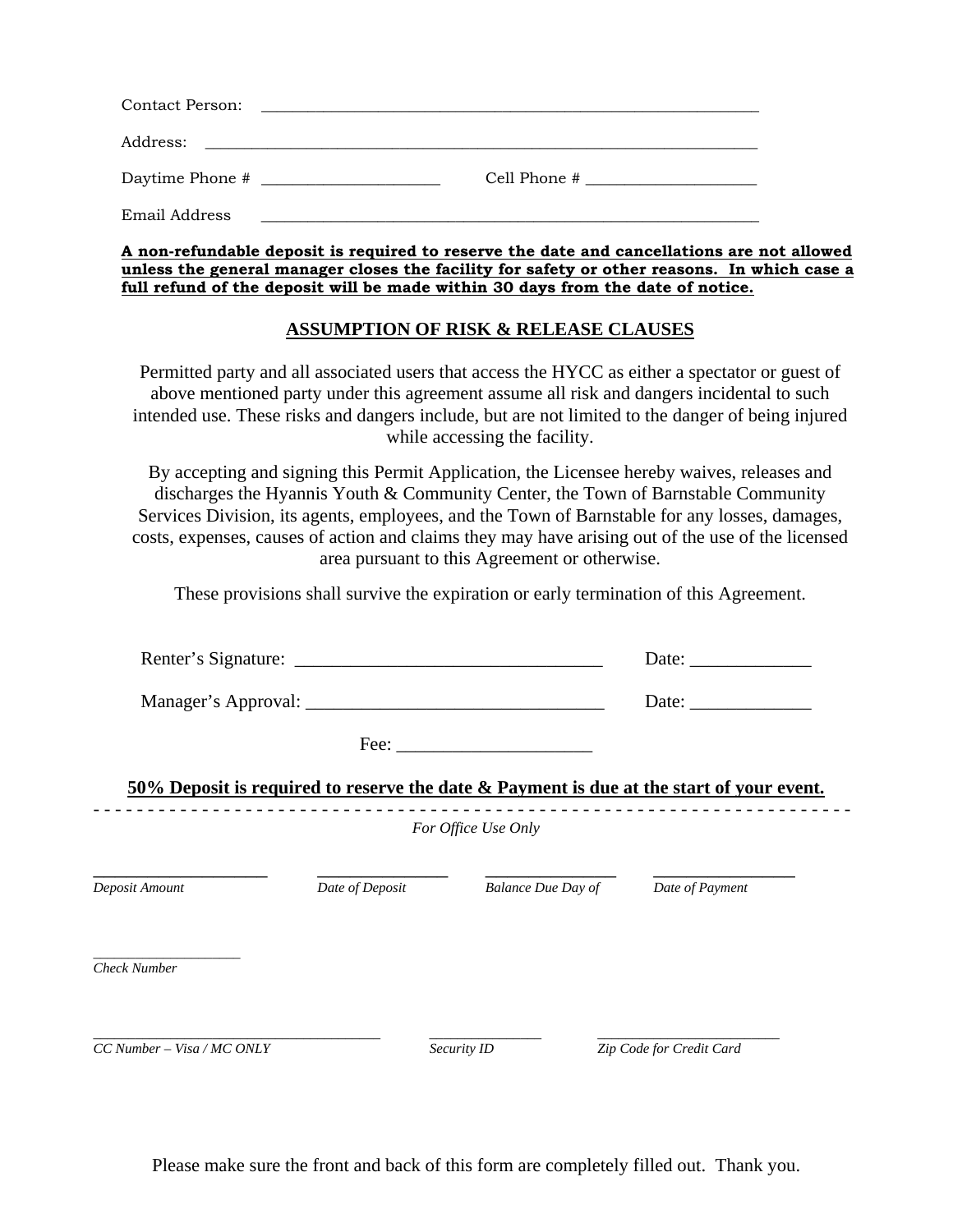Contact Person: ____________________________________________________________

Address: ______________________________________________________________________

Daytime Phone # ______________________ Cell Phone # _____________________

Email Address ________________________________________________________________

**A non-refundable deposit is required to reserve the date and cancellations are not allowed unless the general manager closes the facility for safety or other reasons. In which case a full refund of the deposit will be made within 30 days from the date of notice.**

## ASSUMPTION OF RISK & RELEASE CLAUSES

Permitted party and all associated users that access the HYCC as either a spectator or guest of above mentioned party under this agreement assume all risk and dangers incidental to such intended use. These risks and dangers include, but are not limited to the danger of being injured while accessing the facility.

By accepting and signing this Permit Application, the Licensee hereby waives, releases and discharges the Hyannis Youth & Community Center, the Town of Barnstable Community Services Division, its agents, employees, and the Town of Barnstable for any losses, damages, costs, expenses, causes of action and claims they may have arising out of the use of the licensed area pursuant to this Agreement or otherwise.

These provisions shall survive the expiration or early termination of this Agreement.

Renter's Signature: _________________________________ Date: _____________

Manager's Approval: ________________________________ Date: _____________

Fee: _____________________

**50% Deposit is required to reserve the date & Payment is due at the start of your event.**

- - - - - - - - - - - - - - - - - - - - - - - - - - - - - - - - - - - - - - - - - - - - - - - - - - - - - - - - - - - - - - - - - - - -

*For Office Use Only*

___________________ ______________ ______________ ________________

*Deposit Amount* *Date of Deposit* *Balance Due Day of* *Date of Payment*

___________________

*Check Number*

___________________________________ ______________ _______________________

*CC Number – Visa / MC ONLY* *Security ID* *Zip Code for Credit Card*

Please make sure the front and back of this form are completely filled out. Thank you.